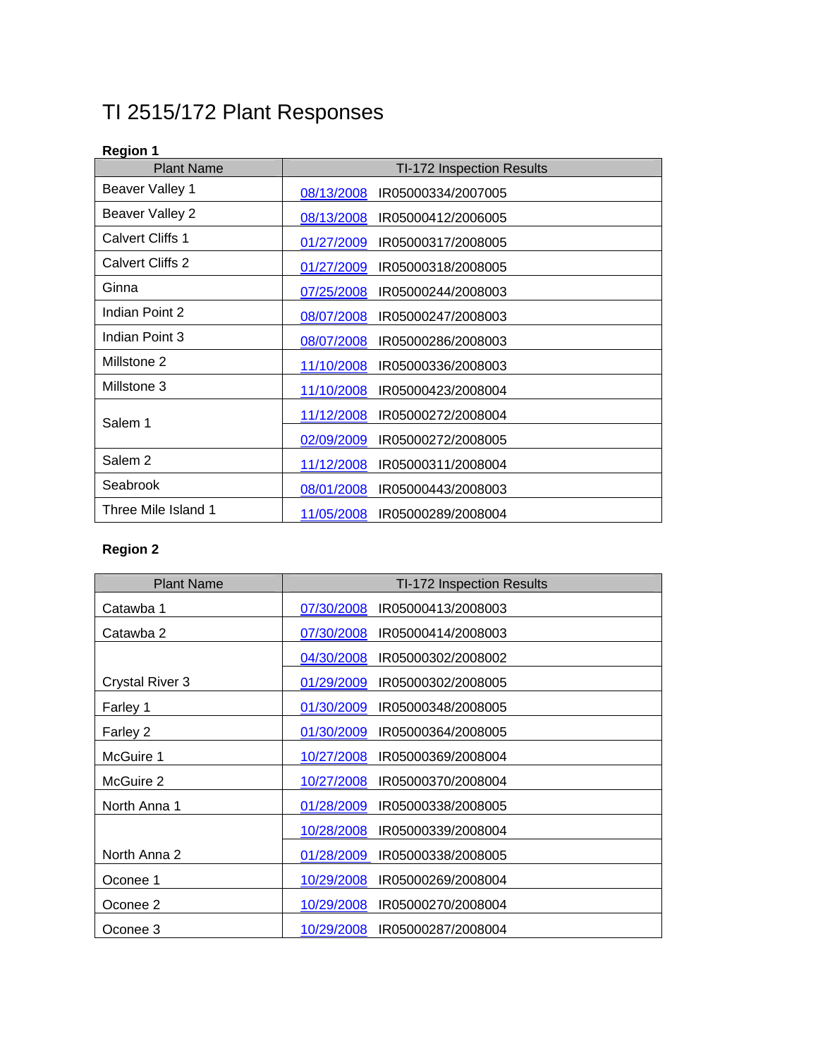# TI 2515/172 Plant Responses

**Region 1**

| Plant Name | TI-172 Inspection Results |
|---|---|
| Beaver Valley 1 | 08/13/2008   IR05000334/2007005 |
| Beaver Valley 2 | 08/13/2008   IR05000412/2006005 |
| Calvert Cliffs 1 | 01/27/2009   IR05000317/2008005 |
| Calvert Cliffs 2 | 01/27/2009   IR05000318/2008005 |
| Ginna | 07/25/2008   IR05000244/2008003 |
| Indian Point 2 | 08/07/2008   IR05000247/2008003 |
| Indian Point 3 | 08/07/2008   IR05000286/2008003 |
| Millstone 2 | 11/10/2008   IR05000336/2008003 |
| Millstone 3 | 11/10/2008   IR05000423/2008004 |
| Salem 1 | 11/12/2008   IR05000272/2008004 |
| | 02/09/2009   IR05000272/2008005 |
| Salem 2 | 11/12/2008   IR05000311/2008004 |
| Seabrook | 08/01/2008   IR05000443/2008003 |
| Three Mile Island 1 | 11/05/2008   IR05000289/2008004 |

**Region 2**

| Plant Name | TI-172 Inspection Results |
|---|---|
| Catawba 1 | 07/30/2008   IR05000413/2008003 |
| Catawba 2 | 07/30/2008   IR05000414/2008003 |
| | 04/30/2008   IR05000302/2008002 |
| Crystal River 3 | 01/29/2009   IR05000302/2008005 |
| Farley 1 | 01/30/2009   IR05000348/2008005 |
| Farley 2 | 01/30/2009   IR05000364/2008005 |
| McGuire 1 | 10/27/2008   IR05000369/2008004 |
| McGuire 2 | 10/27/2008   IR05000370/2008004 |
| North Anna 1 | 01/28/2009   IR05000338/2008005 |
| | 10/28/2008   IR05000339/2008004 |
| North Anna 2 | 01/28/2009   IR05000338/2008005 |
| Oconee 1 | 10/29/2008   IR05000269/2008004 |
| Oconee 2 | 10/29/2008   IR05000270/2008004 |
| Oconee 3 | 10/29/2008   IR05000287/2008004 |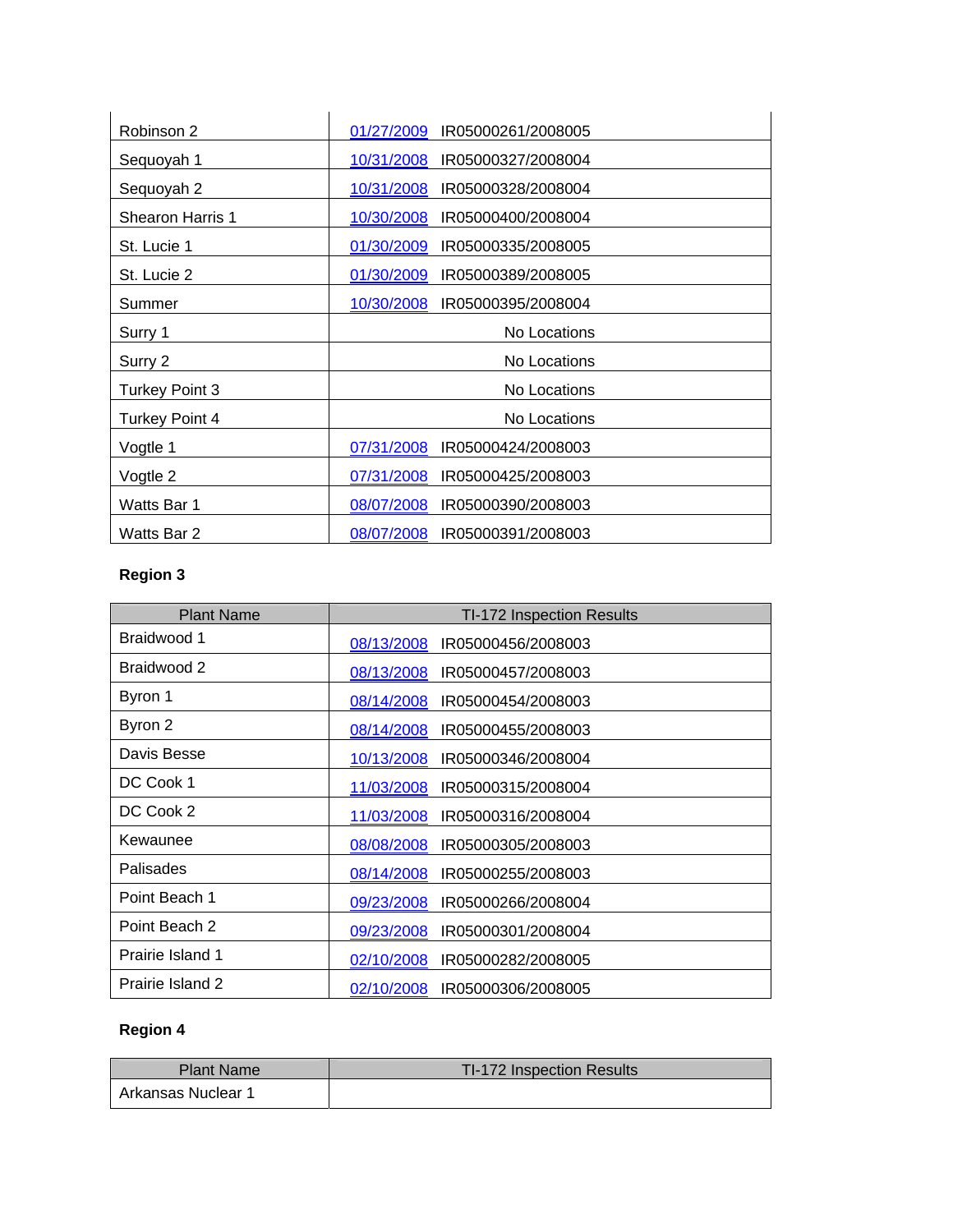| Plant Name | TI-172 Inspection Results |
|---|---|
| Robinson 2 | 01/27/2009 IR05000261/2008005 |
| Sequoyah 1 | 10/31/2008 IR05000327/2008004 |
| Sequoyah 2 | 10/31/2008 IR05000328/2008004 |
| Shearon Harris 1 | 10/30/2008 IR05000400/2008004 |
| St. Lucie 1 | 01/30/2009 IR05000335/2008005 |
| St. Lucie 2 | 01/30/2009 IR05000389/2008005 |
| Summer | 10/30/2008 IR05000395/2008004 |
| Surry 1 | No Locations |
| Surry 2 | No Locations |
| Turkey Point 3 | No Locations |
| Turkey Point 4 | No Locations |
| Vogtle 1 | 07/31/2008 IR05000424/2008003 |
| Vogtle 2 | 07/31/2008 IR05000425/2008003 |
| Watts Bar 1 | 08/07/2008 IR05000390/2008003 |
| Watts Bar 2 | 08/07/2008 IR05000391/2008003 |

**Region 3**

| Plant Name | TI-172 Inspection Results |
|---|---|
| Braidwood 1 | 08/13/2008 IR05000456/2008003 |
| Braidwood 2 | 08/13/2008 IR05000457/2008003 |
| Byron 1 | 08/14/2008 IR05000454/2008003 |
| Byron 2 | 08/14/2008 IR05000455/2008003 |
| Davis Besse | 10/13/2008 IR05000346/2008004 |
| DC Cook 1 | 11/03/2008 IR05000315/2008004 |
| DC Cook 2 | 11/03/2008 IR05000316/2008004 |
| Kewaunee | 08/08/2008 IR05000305/2008003 |
| Palisades | 08/14/2008 IR05000255/2008003 |
| Point Beach 1 | 09/23/2008 IR05000266/2008004 |
| Point Beach 2 | 09/23/2008 IR05000301/2008004 |
| Prairie Island 1 | 02/10/2008 IR05000282/2008005 |
| Prairie Island 2 | 02/10/2008 IR05000306/2008005 |

**Region 4**

| Plant Name | TI-172 Inspection Results |
|---|---|
| Arkansas Nuclear 1 | |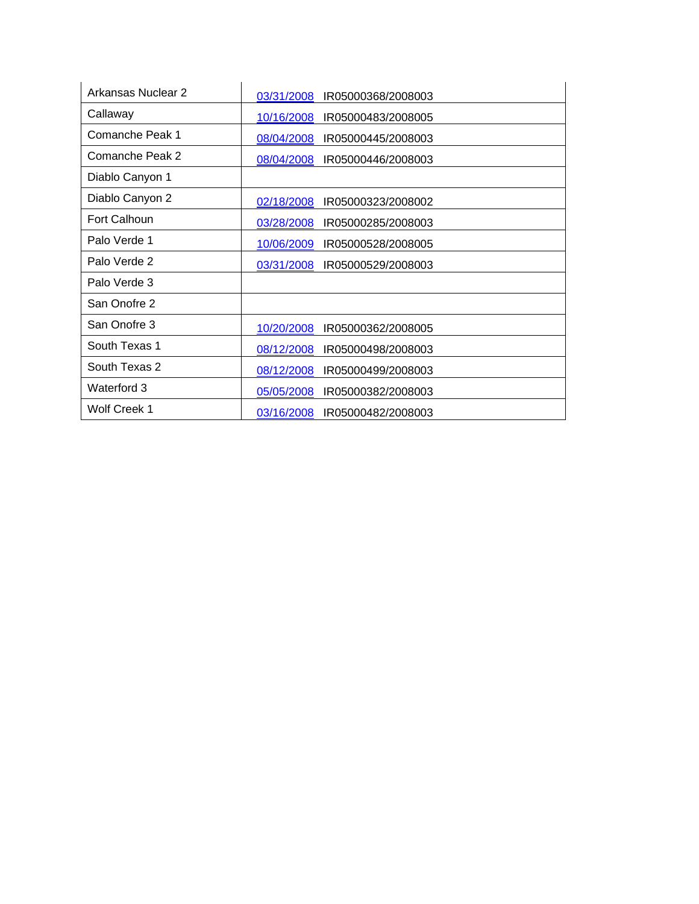| | |
|---|---|
| Arkansas Nuclear 2 | 03/31/2008 IR05000368/2008003 |
| Callaway | 10/16/2008 IR05000483/2008005 |
| Comanche Peak 1 | 08/04/2008 IR05000445/2008003 |
| Comanche Peak 2 | 08/04/2008 IR05000446/2008003 |
| Diablo Canyon 1 | |
| Diablo Canyon 2 | 02/18/2008 IR05000323/2008002 |
| Fort Calhoun | 03/28/2008 IR05000285/2008003 |
| Palo Verde 1 | 10/06/2009 IR05000528/2008005 |
| Palo Verde 2 | 03/31/2008 IR05000529/2008003 |
| Palo Verde 3 | |
| San Onofre 2 | |
| San Onofre 3 | 10/20/2008 IR05000362/2008005 |
| South Texas 1 | 08/12/2008 IR05000498/2008003 |
| South Texas 2 | 08/12/2008 IR05000499/2008003 |
| Waterford 3 | 05/05/2008 IR05000382/2008003 |
| Wolf Creek 1 | 03/16/2008 IR05000482/2008003 |